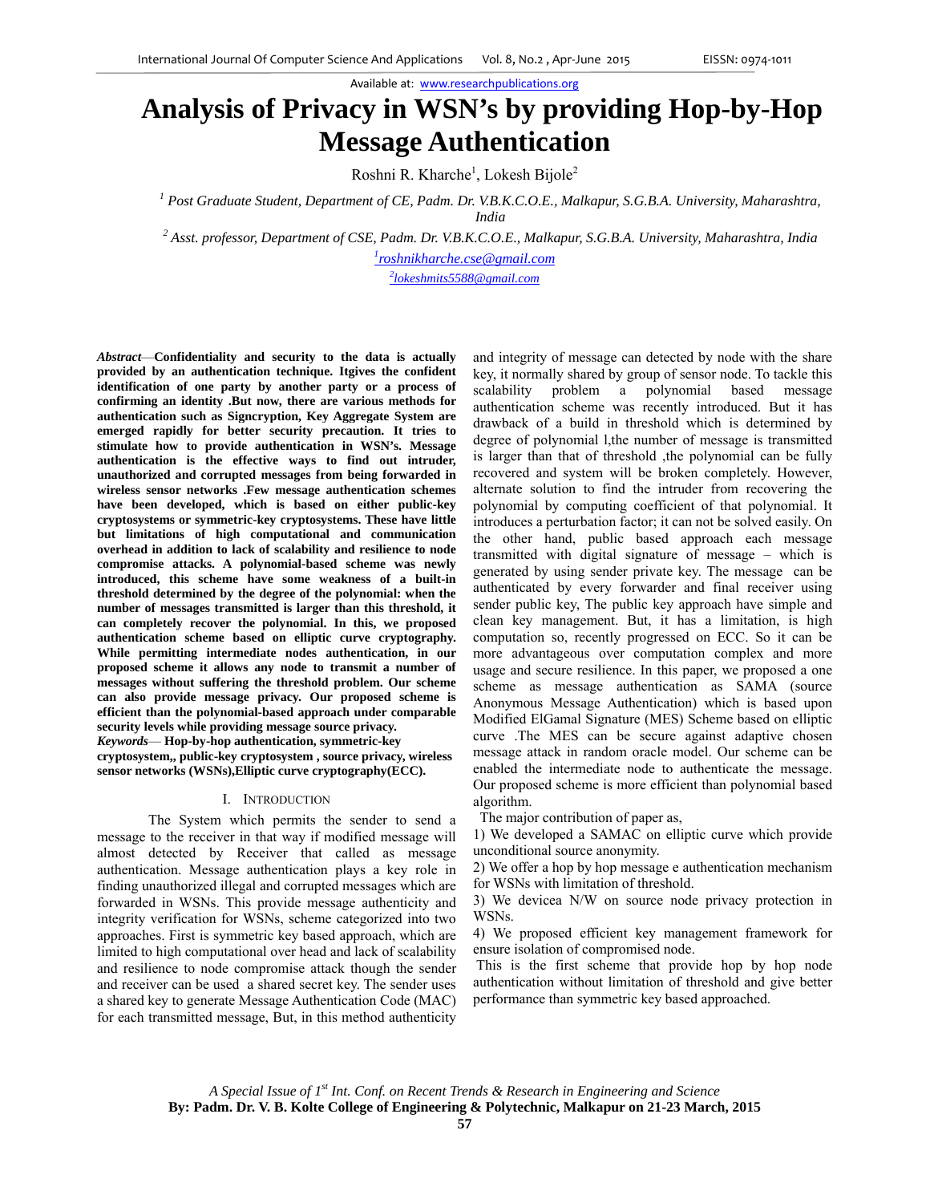# Analysis of Privacy in WSN's by providing Hop-by-Hop Message Authentication

Roshni R. Kharche[1], Lokesh Bijole[2]

[1] *Post Graduate Student, Department of CE, Padm. Dr. V.B.K.C.O.E., Malkapur, S.G.B.A. University, Maharashtra, India*

[2] *Asst. professor, Department of CSE, Padm. Dr. V.B.K.C.O.E., Malkapur, S.G.B.A. University, Maharashtra, India*

[1]roshnikharche.cse@gmail.com

[2]lokeshmits5588@gmail.com

***Abstract*—Confidentiality and security to the data is actually provided by an authentication technique. Itgives the confident identification of one party by another party or a process of confirming an identity .But now, there are various methods for authentication such as Signcryption, Key Aggregate System are emerged rapidly for better security precaution. It tries to stimulate how to provide authentication in WSN's. Message authentication is the effective ways to find out intruder, unauthorized and corrupted messages from being forwarded in wireless sensor networks .Few message authentication schemes have been developed, which is based on either public-key cryptosystems or symmetric-key cryptosystems. These have little but limitations of high computational and communication overhead in addition to lack of scalability and resilience to node compromise attacks. A polynomial-based scheme was newly introduced, this scheme have some weakness of a built-in threshold determined by the degree of the polynomial: when the number of messages transmitted is larger than this threshold, it can completely recover the polynomial. In this, we proposed authentication scheme based on elliptic curve cryptography. While permitting intermediate nodes authentication, in our proposed scheme it allows any node to transmit a number of messages without suffering the threshold problem. Our scheme can also provide message privacy. Our proposed scheme is efficient than the polynomial-based approach under comparable security levels while providing message source privacy.**

***Keywords*— Hop-by-hop authentication, symmetric-key cryptosystem,, public-key cryptosystem , source privacy, wireless sensor networks (WSNs),Elliptic curve cryptography(ECC).**

## I. Introduction

The System which permits the sender to send a message to the receiver in that way if modified message will almost detected by Receiver that called as message authentication. Message authentication plays a key role in finding unauthorized illegal and corrupted messages which are forwarded in WSNs. This provide message authenticity and integrity verification for WSNs, scheme categorized into two approaches. First is symmetric key based approach, which are limited to high computational over head and lack of scalability and resilience to node compromise attack though the sender and receiver can be used a shared secret key. The sender uses a shared key to generate Message Authentication Code (MAC) for each transmitted message, But, in this method authenticity and integrity of message can detected by node with the share key, it normally shared by group of sensor node. To tackle this scalability problem a polynomial based message authentication scheme was recently introduced. But it has drawback of a build in threshold which is determined by degree of polynomial l,the number of message is transmitted is larger than that of threshold ,the polynomial can be fully recovered and system will be broken completely. However, alternate solution to find the intruder from recovering the polynomial by computing coefficient of that polynomial. It introduces a perturbation factor; it can not be solved easily. On the other hand, public based approach each message transmitted with digital signature of message – which is generated by using sender private key. The message can be authenticated by every forwarder and final receiver using sender public key, The public key approach have simple and clean key management. But, it has a limitation, is high computation so, recently progressed on ECC. So it can be more advantageous over computation complex and more usage and secure resilience. In this paper, we proposed a one scheme as message authentication as SAMA (source Anonymous Message Authentication) which is based upon Modified ElGamal Signature (MES) Scheme based on elliptic curve .The MES can be secure against adaptive chosen message attack in random oracle model. Our scheme can be enabled the intermediate node to authenticate the message. Our proposed scheme is more efficient than polynomial based algorithm.

The major contribution of paper as,

1) We developed a SAMAC on elliptic curve which provide unconditional source anonymity.

2) We offer a hop by hop message e authentication mechanism for WSNs with limitation of threshold.

3) We devicea N/W on source node privacy protection in WSNs.

4) We proposed efficient key management framework for ensure isolation of compromised node.

This is the first scheme that provide hop by hop node authentication without limitation of threshold and give better performance than symmetric key based approached.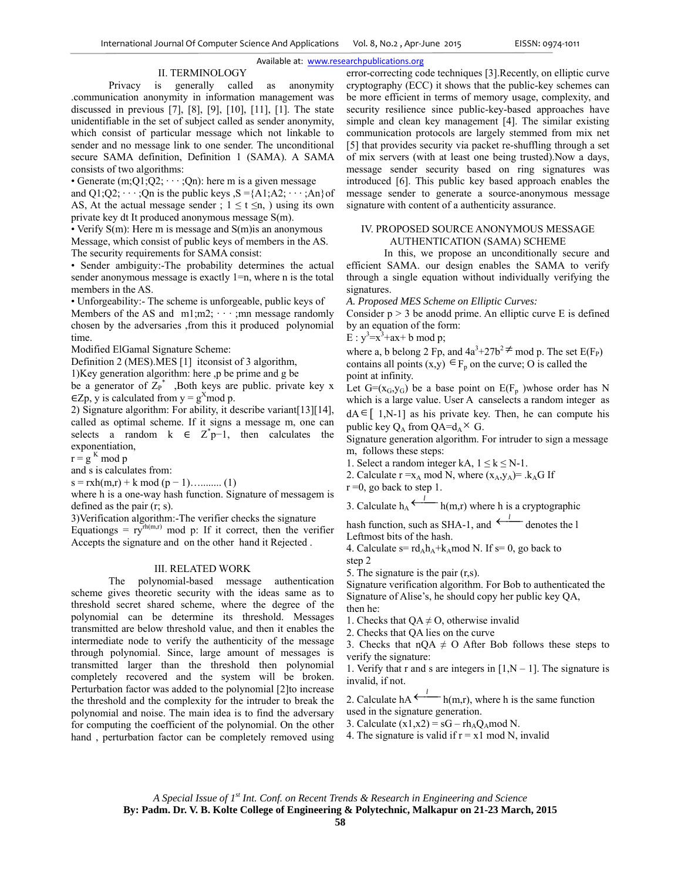## II. TERMINOLOGY

Privacy is generally called as anonymity .communication anonymity in information management was discussed in previous [7], [8], [9], [10], [11], [1]. The state unidentifiable in the set of subject called as sender anonymity, which consist of particular message which not linkable to sender and no message link to one sender. The unconditional secure SAMA definition, Definition 1 (SAMA). A SAMA consists of two algorithms:

- Generate (m;Q1;Q2; · · · ;Qn): here m is a given message and Q1;Q2; · · · ;Qn is the public keys ,S ={A1;A2; · · · ;An}of AS, At the actual message sender ; $1 \leq t \leq n$, ) using its own private key dt It produced anonymous message S(m).
- Verify S(m): Here m is message and S(m)is an anonymous Message, which consist of public keys of members in the AS.

The security requirements for SAMA consist:

- Sender ambiguity:-The probability determines the actual sender anonymous message is exactly 1=n, where n is the total members in the AS.
- Unforgeability:- The scheme is unforgeable, public keys of Members of the AS and m1;m2; · · · ;mn message randomly chosen by the adversaries ,from this it produced polynomial time.

Modified ElGamal Signature Scheme:

Definition 2 (MES).MES [1] itconsist of 3 algorithm,

1)Key generation algorithm: here ,p be prime and g be be a generator of $Z_P^*$ ,Both keys are public. private key x $\in$Zp, y is calculated from $y = g^X$mod p.

2) Signature algorithm: For ability, it describe variant[13][14], called as optimal scheme. If it signs a message m, one can selects a random k $\in$ $Z^*$p−1, then calculates the exponentiation,

$r = g^{K}$ mod p

and s is calculates from:

s = rxh(m,r) + k mod (p − 1).......... (1)

where h is a one-way hash function. Signature of messagem is defined as the pair (r; s).

3)Verification algorithm:-The verifier checks the signature Equationgs = $ry^{rh(m,r)}$ mod p: If it correct, then the verifier Accepts the signature and on the other hand it Rejected .

## III. RELATED WORK

The polynomial-based message authentication scheme gives theoretic security with the ideas same as to threshold secret shared scheme, where the degree of the polynomial can be determine its threshold. Messages transmitted are below threshold value, and then it enables the intermediate node to verify the authenticity of the message through polynomial. Since, large amount of messages is transmitted larger than the threshold then polynomial completely recovered and the system will be broken. Perturbation factor was added to the polynomial [2]to increase the threshold and the complexity for the intruder to break the polynomial and noise. The main idea is to find the adversary for computing the coefficient of the polynomial. On the other hand , perturbation factor can be completely removed using error-correcting code techniques [3].Recently, on elliptic curve cryptography (ECC) it shows that the public-key schemes can be more efficient in terms of memory usage, complexity, and security resilience since public-key-based approaches have simple and clean key management [4]. The similar existing communication protocols are largely stemmed from mix net [5] that provides security via packet re-shuffling through a set of mix servers (with at least one being trusted).Now a days, message sender security based on ring signatures was introduced [6]. This public key based approach enables the message sender to generate a source-anonymous message signature with content of a authenticity assurance.

## IV. PROPOSED SOURCE ANONYMOUS MESSAGE AUTHENTICATION (SAMA) SCHEME

In this, we propose an unconditionally secure and efficient SAMA. our design enables the SAMA to verify through a single equation without individually verifying the signatures.

*A. Proposed MES Scheme on Elliptic Curves:*

Consider p > 3 be anodd prime. An elliptic curve E is defined by an equation of the form:

E : $y^3=x^3+ax+$ b mod p;

where a, b belong 2 Fp, and $4a^3+27b^2 \neq$ mod p. The set $E(F_P)$ contains all points (x,y) $\in F_p$ on the curve; O is called the point at infinity.

Let $G=(x_G,y_G)$ be a base point on $E(F_p)$whose order has N which is a large value. User A canselects a random integer as $dA \in [$ 1,N-1] as his private key. Then, he can compute his public key $Q_A$ from $QA=d_A \times G$.

Signature generation algorithm. For intruder to sign a message m, follows these steps:

1. Select a random integer kA, $1 \leq k \leq N-1$.
2. Calculate $r = x_A$ mod N, where $(x_A,y_A) = .k_AG$ If r =0, go back to step 1.
3. Calculate $h_A \xleftarrow{l}$ h(m,r) where h is a cryptographic hash function, such as SHA-1, and $\xleftarrow{l}$ denotes the l Leftmost bits of the hash.
4. Calculate $s= rd_Ah_A+k_A$mod N. If s= 0, go back to step 2
5. The signature is the pair (r,s).

Signature verification algorithm. For Bob to authenticated the Signature of Alise's, he should copy her public key QA, then he:

1. Checks that QA $\neq$ O, otherwise invalid
2. Checks that QA lies on the curve
3. Checks that nQA $\neq$ O After Bob follows these steps to verify the signature:

1. Verify that r and s are integers in [1,N – 1]. The signature is invalid, if not.
2. Calculate hA $\xleftarrow{l}$ h(m,r), where h is the same function used in the signature generation.
3. Calculate (x1,x2) = sG – $rh_AQ_A$mod N.
4. The signature is valid if r = x1 mod N, invalid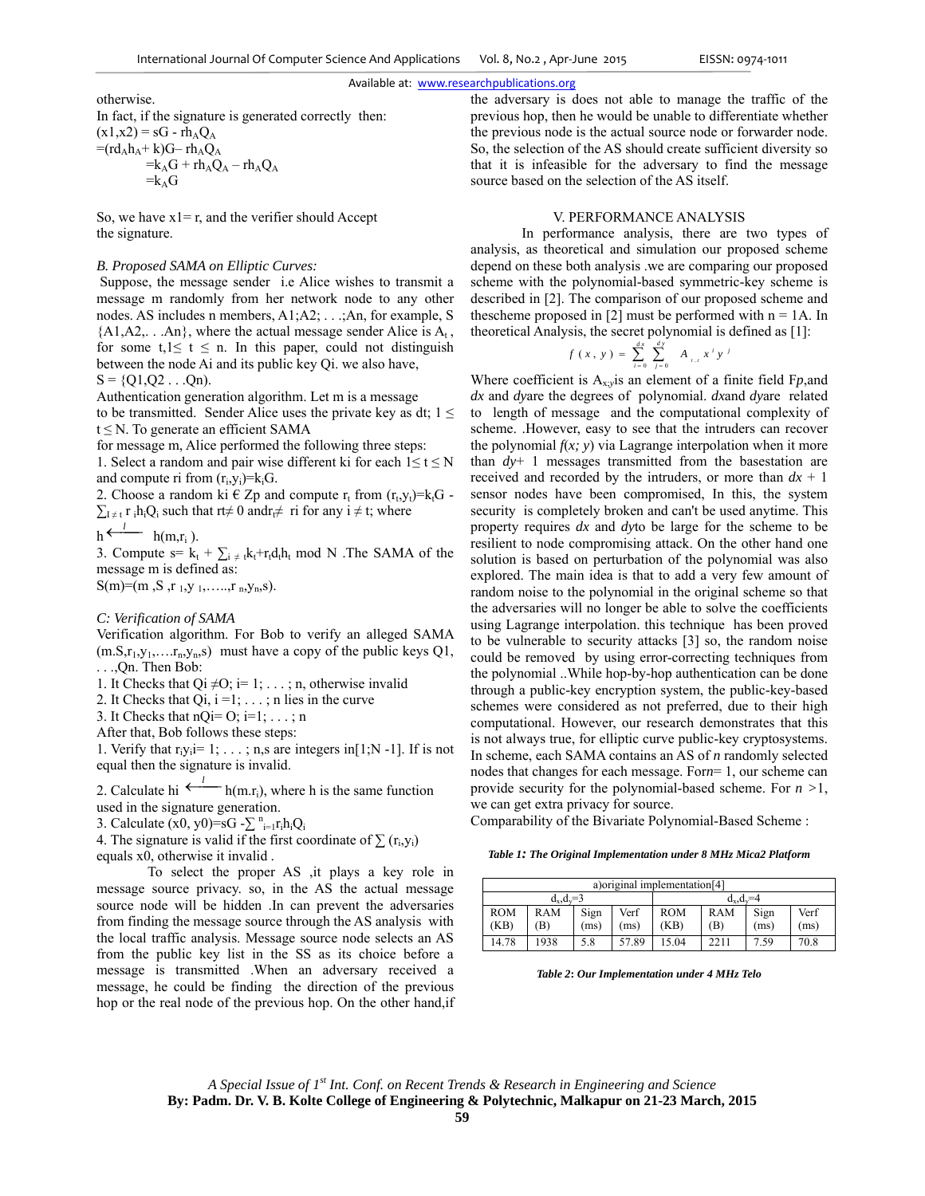otherwise.

In fact, if the signature is generated correctly then:

$(x1,x2) = sG - rh_AQ_A$

$=(rd_Ah_A+ k)G– rh_AQ_A$

$=k_AG + rh_AQ_A – rh_AQ_A$

$=k_AG$

So, we have x1= r, and the verifier should Accept the signature.

### *B. Proposed SAMA on Elliptic Curves:*

Suppose, the message sender i.e Alice wishes to transmit a message m randomly from her network node to any other nodes. AS includes n members, A1;A2; . . .;An, for example, S {A1,A2,. . .An}, where the actual message sender Alice is $A_t$ , for some t,$1\leq t \leq n$. In this paper, could not distinguish between the node Ai and its public key Qi. we also have, S = {Q1,Q2 . . .Qn).

Authentication generation algorithm. Let m is a message to be transmitted. Sender Alice uses the private key as dt; $1 \leq t \leq N$. To generate an efficient SAMA for message m, Alice performed the following three steps:

1. Select a random and pair wise different ki for each $1\leq t \leq N$ and compute ri from $(r_i,y_i)=k_iG$.
2. Choose a random ki € Zp and compute $r_t$ from $(r_t,y_t)=k_tG - \sum_{I\neq t} r_ih_iQ_i$ such that rt≠ 0 andrt≠ ri for any i ≠ t; where $h \xleftarrow{l} h(m,r_i)$.
3. Compute $s= k_t + \sum_{i\neq t}k_t+r_td_th_t$ mod N .The SAMA of the message m is defined as:

$S(m)=(m ,S ,r_1,y_1,\ldots,r_n,y_n,s)$.

### *C: Verification of SAMA*

Verification algorithm. For Bob to verify an alleged SAMA $(m.S,r_1,y_1,\ldots,r_n,y_n,s)$ must have a copy of the public keys Q1, . . .,Qn. Then Bob:

1. It Checks that Qi ≠O; i= 1; . . . ; n, otherwise invalid
2. It Checks that Qi, i =1; . . . ; n lies in the curve
3. It Checks that nQi= O; i=1; . . . ; n

After that, Bob follows these steps:

1. Verify that $r_iy_i$= 1; . . . ; n,s are integers in[1;N -1]. If is not equal then the signature is invalid.
2. Calculate hi $\xleftarrow{l}$ $h(m.r_i)$, where h is the same function used in the signature generation.
3. Calculate $(x0, y0)=sG -\sum_{i=1}^{n}r_ih_iQ_i$
4. The signature is valid if the first coordinate of $\sum (r_i,y_i)$ equals x0, otherwise it invalid .

To select the proper AS ,it plays a key role in message source privacy. so, in the AS the actual message source node will be hidden .In can prevent the adversaries from finding the message source through the AS analysis with the local traffic analysis. Message source node selects an AS from the public key list in the SS as its choice before a message is transmitted .When an adversary received a message, he could be finding the direction of the previous hop or the real node of the previous hop. On the other hand,if the adversary is does not able to manage the traffic of the previous hop, then he would be unable to differentiate whether the previous node is the actual source node or forwarder node. So, the selection of the AS should create sufficient diversity so that it is infeasible for the adversary to find the message source based on the selection of the AS itself.

## V. PERFORMANCE ANALYSIS

In performance analysis, there are two types of analysis, as theoretical and simulation our proposed scheme depend on these both analysis .we are comparing our proposed scheme with the polynomial-based symmetric-key scheme is described in [2]. The comparison of our proposed scheme and thescheme proposed in [2] must be performed with n = 1A. In theoretical Analysis, the secret polynomial is defined as [1]:

$$f(x,y) = \sum_{i=0}^{dx}\sum_{j=0}^{dy} A_{i,j}x^iy^j$$

Where coefficient is $A_{x,y}$is an element of a finite field F*p*,and *dx* and *dy*are the degrees of polynomial. *dx*and *dy*are related to length of message and the computational complexity of scheme. .However, easy to see that the intruders can recover the polynomial *f*(*x; y*) via Lagrange interpolation when it more than *dy*+ 1 messages transmitted from the basestation are received and recorded by the intruders, or more than *dx* + 1 sensor nodes have been compromised, In this, the system security is completely broken and can't be used anytime. This property requires *dx* and *dy*to be large for the scheme to be resilient to node compromising attack. On the other hand one solution is based on perturbation of the polynomial was also explored. The main idea is that to add a very few amount of random noise to the polynomial in the original scheme so that the adversaries will no longer be able to solve the coefficients using Lagrange interpolation. this technique has been proved to be vulnerable to security attacks [3] so, the random noise could be removed by using error-correcting techniques from the polynomial ..While hop-by-hop authentication can be done through a public-key encryption system, the public-key-based schemes were considered as not preferred, due to their high computational. However, our research demonstrates that this is not always true, for elliptic curve public-key cryptosystems. In scheme, each SAMA contains an AS of *n* randomly selected nodes that changes for each message. For*n*= 1, our scheme can provide security for the polynomial-based scheme. For *n* >1, we can get extra privacy for source.

Comparability of the Bivariate Polynomial-Based Scheme :

***Table 1:** The Original Implementation under 8 MHz Mica2 Platform*

| a)original implementation[4] | | | | | | | |
|---|---|---|---|---|---|---|---|
| $d_x$,$d_y$=3 | | | | $d_x$,$d_y$=4 | | | |
| ROM (KB) | RAM (B) | Sign (ms) | Verf (ms) | ROM (KB) | RAM (B) | Sign (ms) | Verf (ms) |
| 14.78 | 1938 | 5.8 | 57.89 | 15.04 | 2211 | 7.59 | 70.8 |

***Table 2**: Our Implementation under 4 MHz Telo*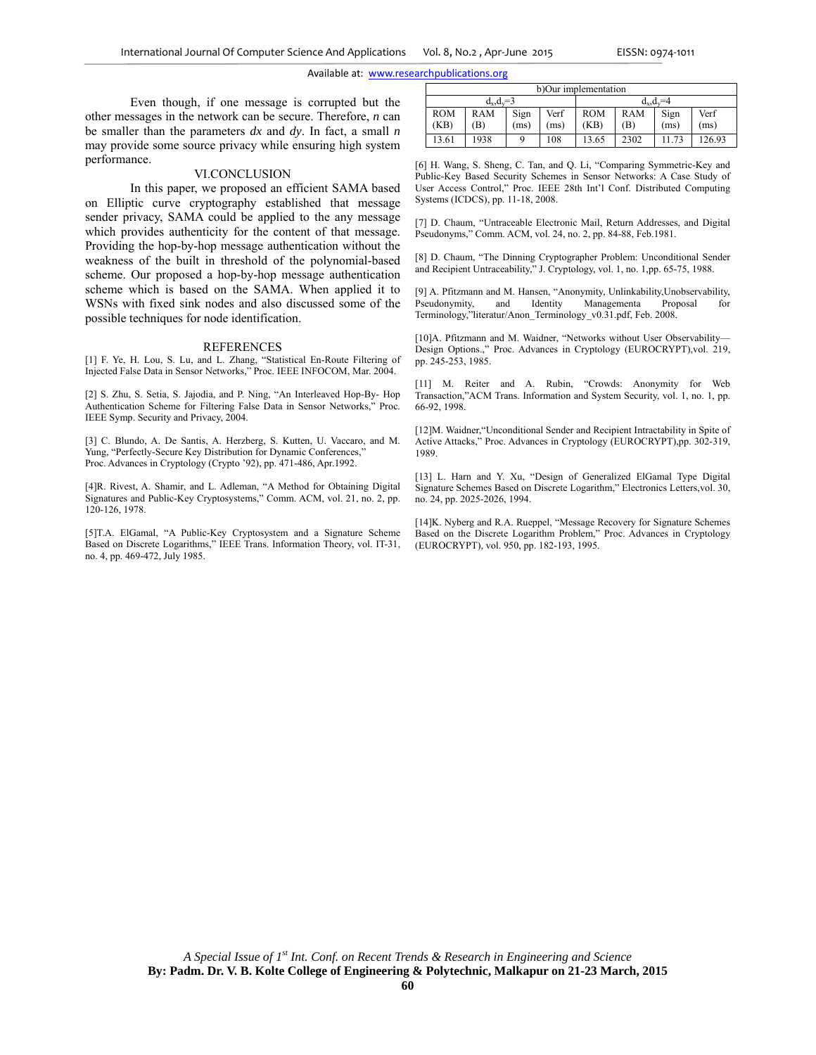Even though, if one message is corrupted but the other messages in the network can be secure. Therefore, *n* can be smaller than the parameters *dx* and *dy*. In fact, a small *n* may provide some source privacy while ensuring high system performance.

## VI.CONCLUSION

In this paper, we proposed an efficient SAMA based on Elliptic curve cryptography established that message sender privacy, SAMA could be applied to the any message which provides authenticity for the content of that message. Providing the hop-by-hop message authentication without the weakness of the built in threshold of the polynomial-based scheme. Our proposed a hop-by-hop message authentication scheme which is based on the SAMA. When applied it to WSNs with fixed sink nodes and also discussed some of the possible techniques for node identification.

| b)Our implementation | | | | | | | |
|---|---|---|---|---|---|---|---|
| $d_x,d_y$=3 | | | | $d_x,d_y$=4 | | | |
| ROM (KB) | RAM (B) | Sign (ms) | Verf (ms) | ROM (KB) | RAM (B) | Sign (ms) | Verf (ms) |
| 13.61 | 1938 | 9 | 108 | 13.65 | 2302 | 11.73 | 126.93 |

## REFERENCES

[1] F. Ye, H. Lou, S. Lu, and L. Zhang, "Statistical En-Route Filtering of Injected False Data in Sensor Networks," Proc. IEEE INFOCOM, Mar. 2004.

[2] S. Zhu, S. Setia, S. Jajodia, and P. Ning, "An Interleaved Hop-By- Hop Authentication Scheme for Filtering False Data in Sensor Networks," Proc. IEEE Symp. Security and Privacy, 2004.

[3] C. Blundo, A. De Santis, A. Herzberg, S. Kutten, U. Vaccaro, and M. Yung, "Perfectly-Secure Key Distribution for Dynamic Conferences," Proc. Advances in Cryptology (Crypto '92), pp. 471-486, Apr.1992.

[4]R. Rivest, A. Shamir, and L. Adleman, "A Method for Obtaining Digital Signatures and Public-Key Cryptosystems," Comm. ACM, vol. 21, no. 2, pp. 120-126, 1978.

[5]T.A. ElGamal, "A Public-Key Cryptosystem and a Signature Scheme Based on Discrete Logarithms," IEEE Trans. Information Theory, vol. IT-31, no. 4, pp. 469-472, July 1985.

[6] H. Wang, S. Sheng, C. Tan, and Q. Li, "Comparing Symmetric-Key and Public-Key Based Security Schemes in Sensor Networks: A Case Study of User Access Control," Proc. IEEE 28th Int'l Conf. Distributed Computing Systems (ICDCS), pp. 11-18, 2008.

[7] D. Chaum, "Untraceable Electronic Mail, Return Addresses, and Digital Pseudonyms," Comm. ACM, vol. 24, no. 2, pp. 84-88, Feb.1981.

[8] D. Chaum, "The Dinning Cryptographer Problem: Unconditional Sender and Recipient Untraceability," J. Cryptology, vol. 1, no. 1,pp. 65-75, 1988.

[9] A. Pfitzmann and M. Hansen, "Anonymity, Unlinkability,Unobservability, Pseudonymity, and Identity Managementa Proposal for Terminology,"literatur/Anon_Terminology_v0.31.pdf, Feb. 2008.

[10]A. Pfitzmann and M. Waidner, "Networks without User Observability—Design Options.," Proc. Advances in Cryptology (EUROCRYPT),vol. 219, pp. 245-253, 1985.

[11] M. Reiter and A. Rubin, "Crowds: Anonymity for Web Transaction,"ACM Trans. Information and System Security, vol. 1, no. 1, pp. 66-92, 1998.

[12]M. Waidner,"Unconditional Sender and Recipient Intractability in Spite of Active Attacks," Proc. Advances in Cryptology (EUROCRYPT),pp. 302-319, 1989.

[13] L. Harn and Y. Xu, "Design of Generalized ElGamal Type Digital Signature Schemes Based on Discrete Logarithm," Electronics Letters,vol. 30, no. 24, pp. 2025-2026, 1994.

[14]K. Nyberg and R.A. Rueppel, "Message Recovery for Signature Schemes Based on the Discrete Logarithm Problem," Proc. Advances in Cryptology (EUROCRYPT), vol. 950, pp. 182-193, 1995.